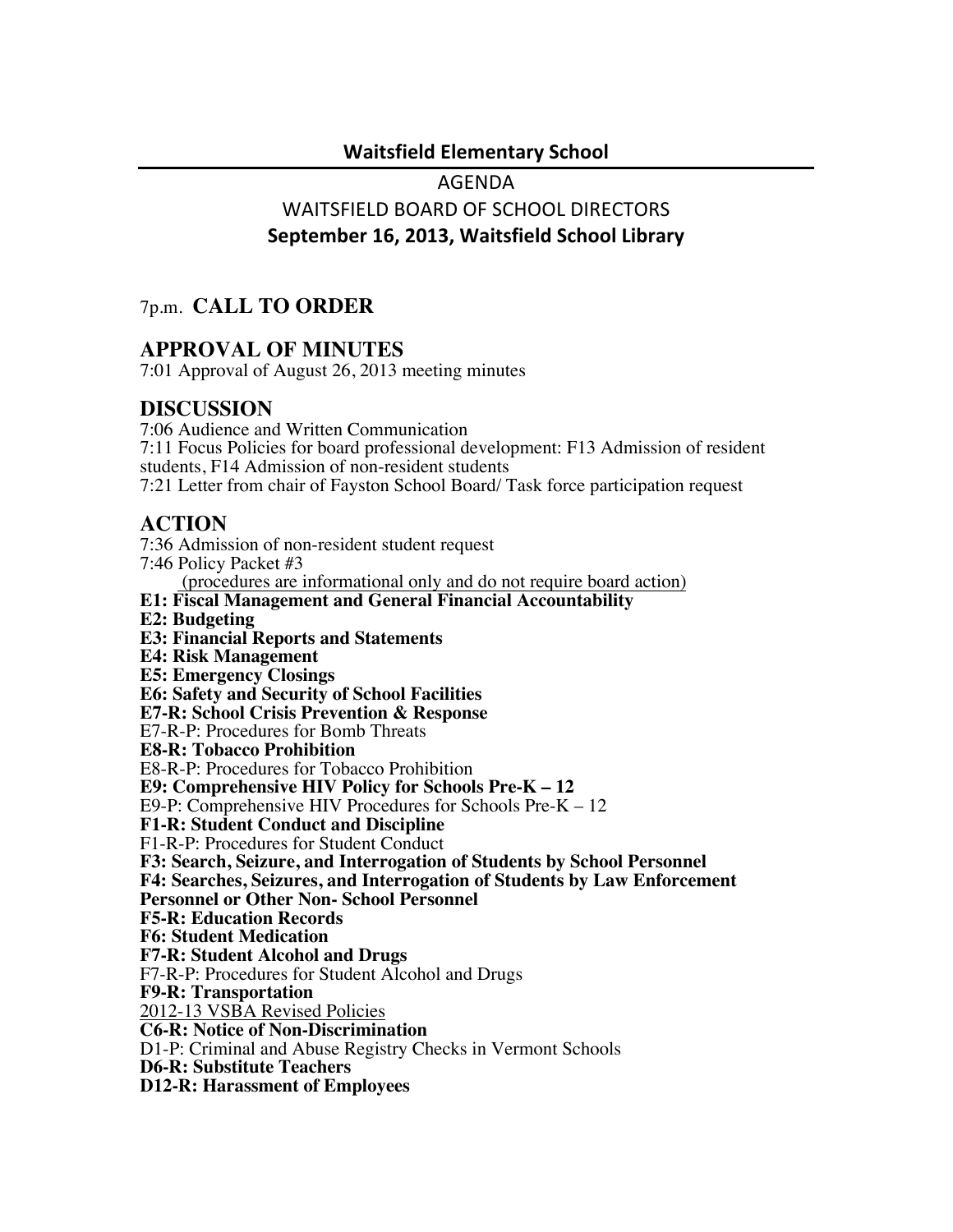**Waitsfield Elementary School**

---

AGENDA

WAITSFIELD BOARD OF SCHOOL DIRECTORS

**September 16, 2013, Waitsfield School Library**

## 7p.m. **CALL TO ORDER**

## APPROVAL OF MINUTES

7:01 Approval of August 26, 2013 meeting minutes

## DISCUSSION

7:06 Audience and Written Communication

7:11 Focus Policies for board professional development: F13 Admission of resident students, F14 Admission of non-resident students

7:21 Letter from chair of Fayston School Board/ Task force participation request

## ACTION

7:36 Admission of non-resident student request

7:46 Policy Packet #3

(procedures are informational only and do not require board action)

**E1: Fiscal Management and General Financial Accountability**

**E2: Budgeting**

**E3: Financial Reports and Statements**

**E4: Risk Management**

**E5: Emergency Closings**

**E6: Safety and Security of School Facilities**

**E7-R: School Crisis Prevention & Response**

E7-R-P: Procedures for Bomb Threats

**E8-R: Tobacco Prohibition**

E8-R-P: Procedures for Tobacco Prohibition

**E9: Comprehensive HIV Policy for Schools Pre-K – 12**

E9-P: Comprehensive HIV Procedures for Schools Pre-K – 12

**F1-R: Student Conduct and Discipline**

F1-R-P: Procedures for Student Conduct

**F3: Search, Seizure, and Interrogation of Students by School Personnel**

**F4: Searches, Seizures, and Interrogation of Students by Law Enforcement Personnel or Other Non- School Personnel**

**F5-R: Education Records**

**F6: Student Medication**

**F7-R: Student Alcohol and Drugs**

F7-R-P: Procedures for Student Alcohol and Drugs

**F9-R: Transportation**

2012-13 VSBA Revised Policies

**C6-R: Notice of Non-Discrimination**

D1-P: Criminal and Abuse Registry Checks in Vermont Schools

**D6-R: Substitute Teachers**

**D12-R: Harassment of Employees**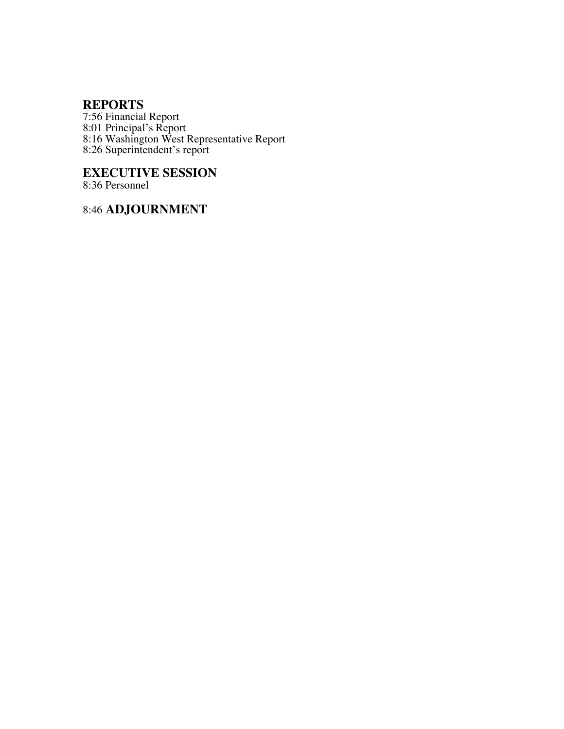## REPORTS

7:56 Financial Report
8:01 Principal's Report
8:16 Washington West Representative Report
8:26 Superintendent's report

## EXECUTIVE SESSION

8:36 Personnel

## 8:46 **ADJOURNMENT**